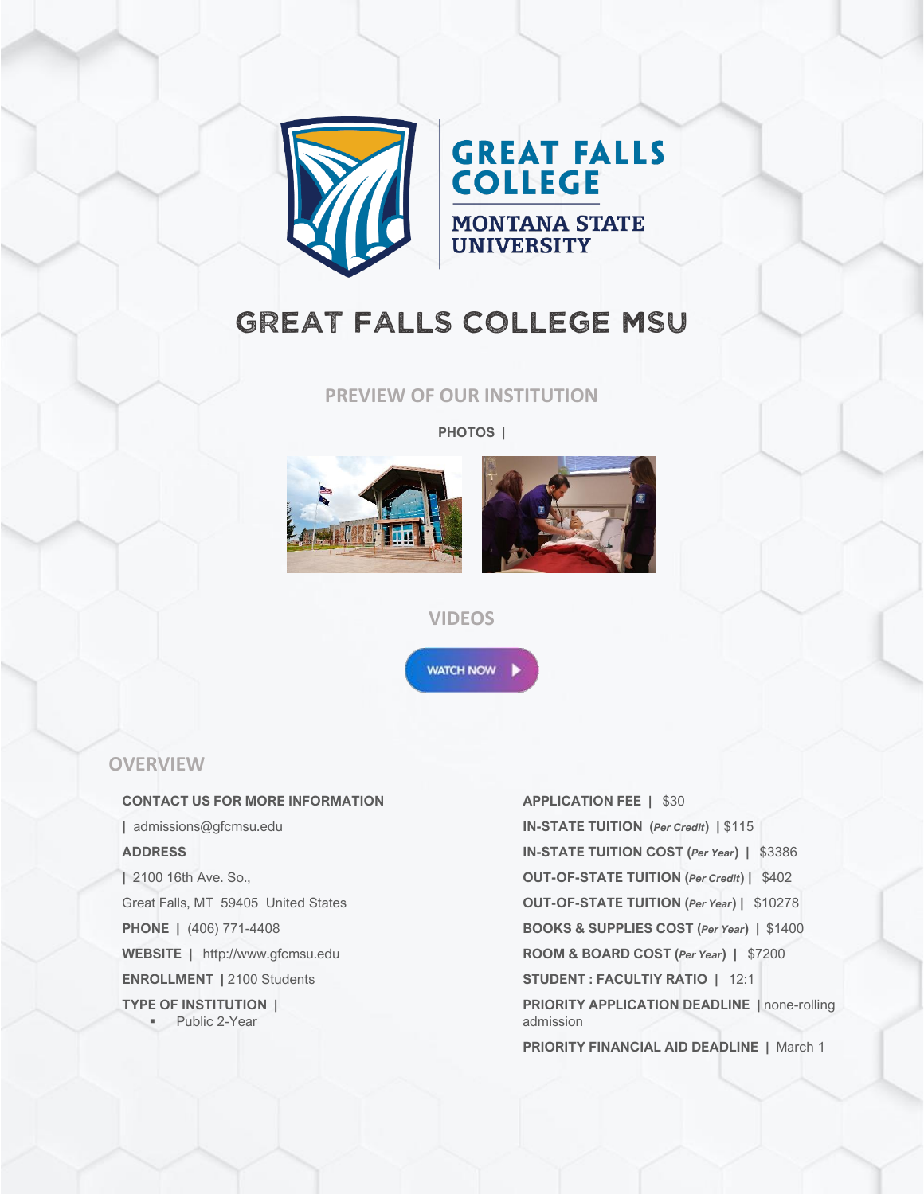# GREAT FALLS COLLEGE MSU

## PREVIEW OF OUR INSTITUTION

**PHOTOS |**

## VIDEOS

WATCH NOW

## OVERVIEW

**CONTACT US FOR MORE INFORMATION**

| admissions@gfcmsu.edu

**ADDRESS**

| 2100 16th Ave. So.,

Great Falls, MT 59405 United States

**PHONE |** (406) 771-4408

**WEBSITE |** http://www.gfcmsu.edu

**ENROLLMENT |** 2100 Students

**TYPE OF INSTITUTION |**

- Public 2-Year

**APPLICATION FEE |** $30

**IN-STATE TUITION (*Per Credit*) |** $115

**IN-STATE TUITION COST (*Per Year*) |** $3386

**OUT-OF-STATE TUITION (*Per Credit*) |** $402

**OUT-OF-STATE TUITION (*Per Year*) |** $10278

**BOOKS & SUPPLIES COST (*Per Year*) |** $1400

**ROOM & BOARD COST (*Per Year*) |** $7200

**STUDENT : FACULTIY RATIO |** 12:1

**PRIORITY APPLICATION DEADLINE |** none-rolling admission

**PRIORITY FINANCIAL AID DEADLINE |** March 1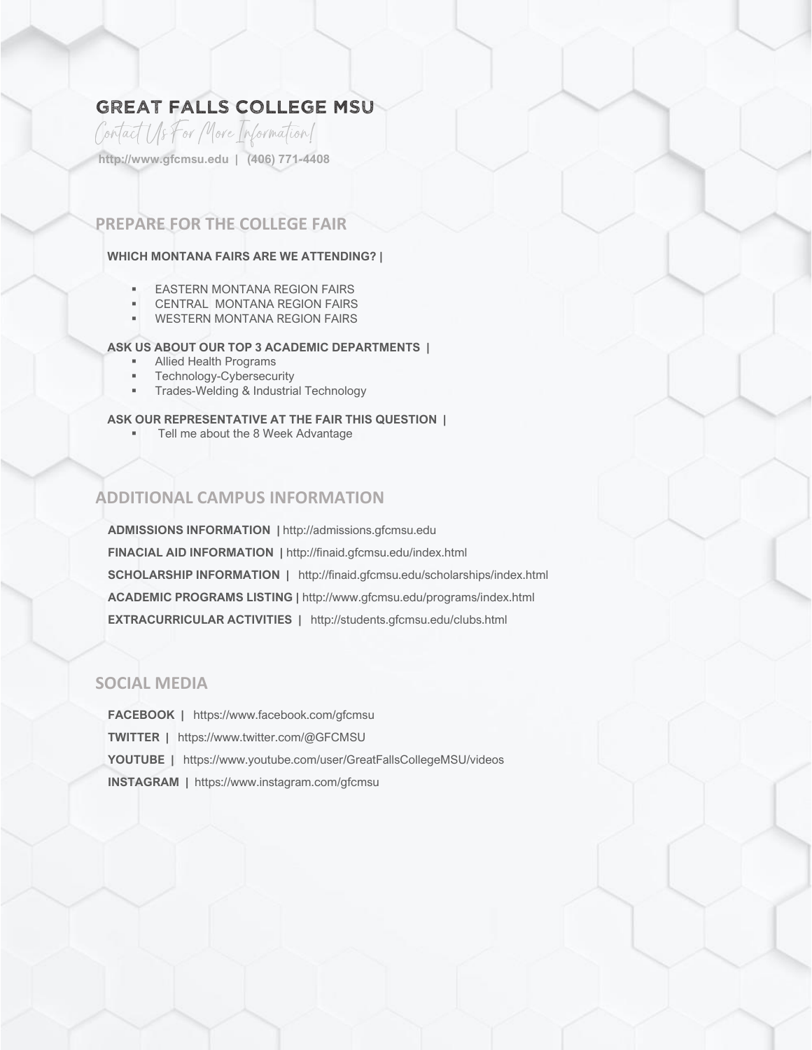# GREAT FALLS COLLEGE MSU

*Contact Us For More Information!*

http://www.gfcmsu.edu | (406) 771-4408

## PREPARE FOR THE COLLEGE FAIR

**WHICH MONTANA FAIRS ARE WE ATTENDING? |**

- EASTERN MONTANA REGION FAIRS
- CENTRAL MONTANA REGION FAIRS
- WESTERN MONTANA REGION FAIRS

**ASK US ABOUT OUR TOP 3 ACADEMIC DEPARTMENTS |**

- Allied Health Programs
- Technology-Cybersecurity
- Trades-Welding & Industrial Technology

**ASK OUR REPRESENTATIVE AT THE FAIR THIS QUESTION |**

- Tell me about the 8 Week Advantage

## ADDITIONAL CAMPUS INFORMATION

**ADMISSIONS INFORMATION |** http://admissions.gfcmsu.edu

**FINACIAL AID INFORMATION |** http://finaid.gfcmsu.edu/index.html

**SCHOLARSHIP INFORMATION |** http://finaid.gfcmsu.edu/scholarships/index.html

**ACADEMIC PROGRAMS LISTING |** http://www.gfcmsu.edu/programs/index.html

**EXTRACURRICULAR ACTIVITIES |** http://students.gfcmsu.edu/clubs.html

## SOCIAL MEDIA

**FACEBOOK |** https://www.facebook.com/gfcmsu

**TWITTER |** https://www.twitter.com/@GFCMSU

**YOUTUBE |** https://www.youtube.com/user/GreatFallsCollegeMSU/videos

**INSTAGRAM |** https://www.instagram.com/gfcmsu